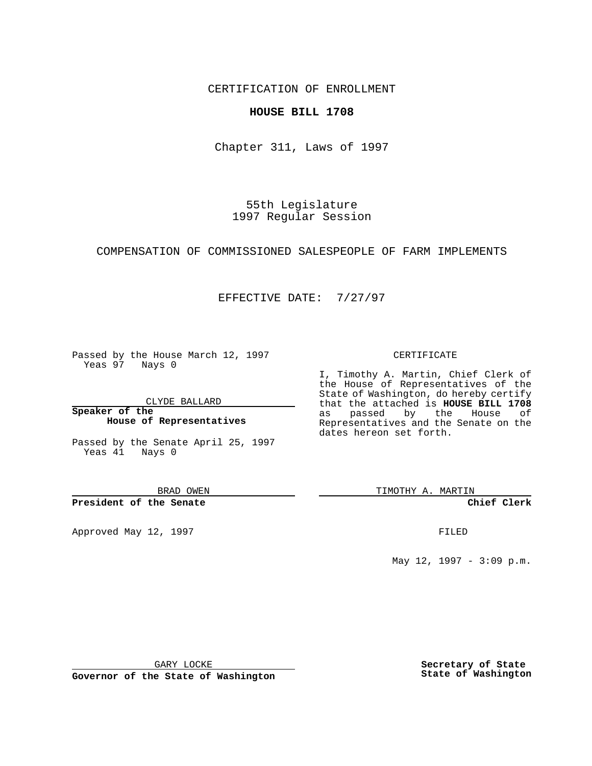CERTIFICATION OF ENROLLMENT

**HOUSE BILL 1708**

Chapter 311, Laws of 1997

55th Legislature
1997 Regular Session

COMPENSATION OF COMMISSIONED SALESPEOPLE OF FARM IMPLEMENTS

EFFECTIVE DATE: 7/27/97

Passed by the House March 12, 1997
Yeas 97 Nays 0

CLYDE BALLARD

**Speaker of the House of Representatives**

Passed by the Senate April 25, 1997
Yeas 41 Nays 0

BRAD OWEN

**President of the Senate**

Approved May 12, 1997

GARY LOCKE

**Governor of the State of Washington**

CERTIFICATE

I, Timothy A. Martin, Chief Clerk of the House of Representatives of the State of Washington, do hereby certify that the attached is **HOUSE BILL 1708** as passed by the House of Representatives and the Senate on the dates hereon set forth.

TIMOTHY A. MARTIN

**Chief Clerk**

FILED

May 12, 1997 - 3:09 p.m.

**Secretary of State State of Washington**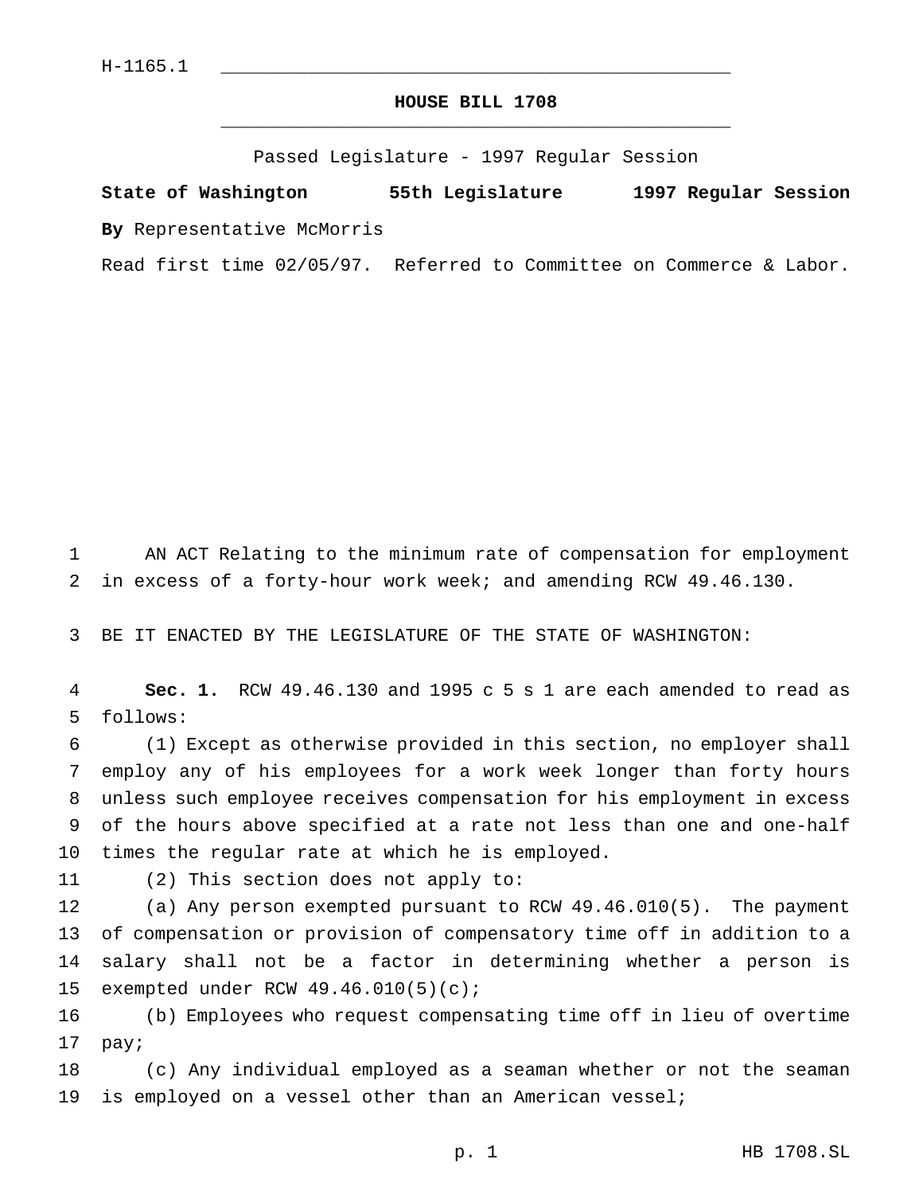H-1165.1

**HOUSE BILL 1708**

Passed Legislature - 1997 Regular Session

**State of Washington 55th Legislature 1997 Regular Session**

**By** Representative McMorris

Read first time 02/05/97. Referred to Committee on Commerce & Labor.

AN ACT Relating to the minimum rate of compensation for employment in excess of a forty-hour work week; and amending RCW 49.46.130.

BE IT ENACTED BY THE LEGISLATURE OF THE STATE OF WASHINGTON:

**Sec. 1.** RCW 49.46.130 and 1995 c 5 s 1 are each amended to read as follows:

(1) Except as otherwise provided in this section, no employer shall employ any of his employees for a work week longer than forty hours unless such employee receives compensation for his employment in excess of the hours above specified at a rate not less than one and one-half times the regular rate at which he is employed.

(2) This section does not apply to:

(a) Any person exempted pursuant to RCW 49.46.010(5). The payment of compensation or provision of compensatory time off in addition to a salary shall not be a factor in determining whether a person is exempted under RCW 49.46.010(5)(c);

(b) Employees who request compensating time off in lieu of overtime pay;

(c) Any individual employed as a seaman whether or not the seaman is employed on a vessel other than an American vessel;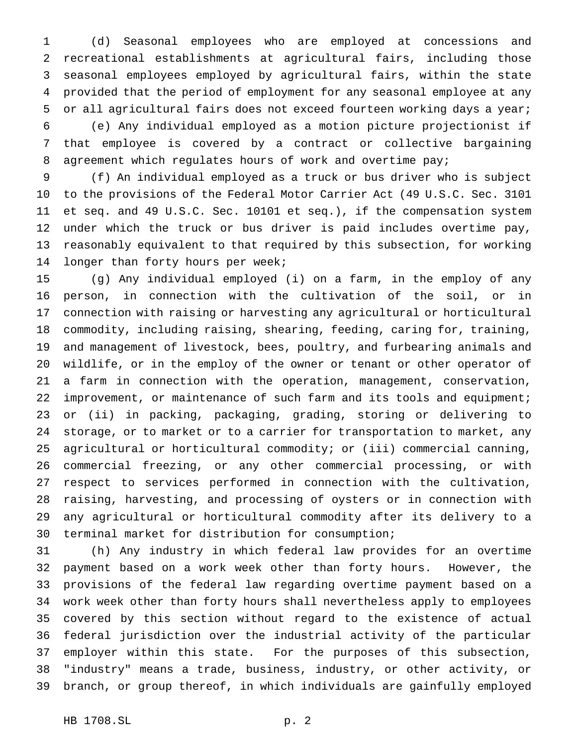(d) Seasonal employees who are employed at concessions and recreational establishments at agricultural fairs, including those seasonal employees employed by agricultural fairs, within the state provided that the period of employment for any seasonal employee at any or all agricultural fairs does not exceed fourteen working days a year;

(e) Any individual employed as a motion picture projectionist if that employee is covered by a contract or collective bargaining agreement which regulates hours of work and overtime pay;

(f) An individual employed as a truck or bus driver who is subject to the provisions of the Federal Motor Carrier Act (49 U.S.C. Sec. 3101 et seq. and 49 U.S.C. Sec. 10101 et seq.), if the compensation system under which the truck or bus driver is paid includes overtime pay, reasonably equivalent to that required by this subsection, for working longer than forty hours per week;

(g) Any individual employed (i) on a farm, in the employ of any person, in connection with the cultivation of the soil, or in connection with raising or harvesting any agricultural or horticultural commodity, including raising, shearing, feeding, caring for, training, and management of livestock, bees, poultry, and furbearing animals and wildlife, or in the employ of the owner or tenant or other operator of a farm in connection with the operation, management, conservation, improvement, or maintenance of such farm and its tools and equipment; or (ii) in packing, packaging, grading, storing or delivering to storage, or to market or to a carrier for transportation to market, any agricultural or horticultural commodity; or (iii) commercial canning, commercial freezing, or any other commercial processing, or with respect to services performed in connection with the cultivation, raising, harvesting, and processing of oysters or in connection with any agricultural or horticultural commodity after its delivery to a terminal market for distribution for consumption;

(h) Any industry in which federal law provides for an overtime payment based on a work week other than forty hours. However, the provisions of the federal law regarding overtime payment based on a work week other than forty hours shall nevertheless apply to employees covered by this section without regard to the existence of actual federal jurisdiction over the industrial activity of the particular employer within this state. For the purposes of this subsection, "industry" means a trade, business, industry, or other activity, or branch, or group thereof, in which individuals are gainfully employed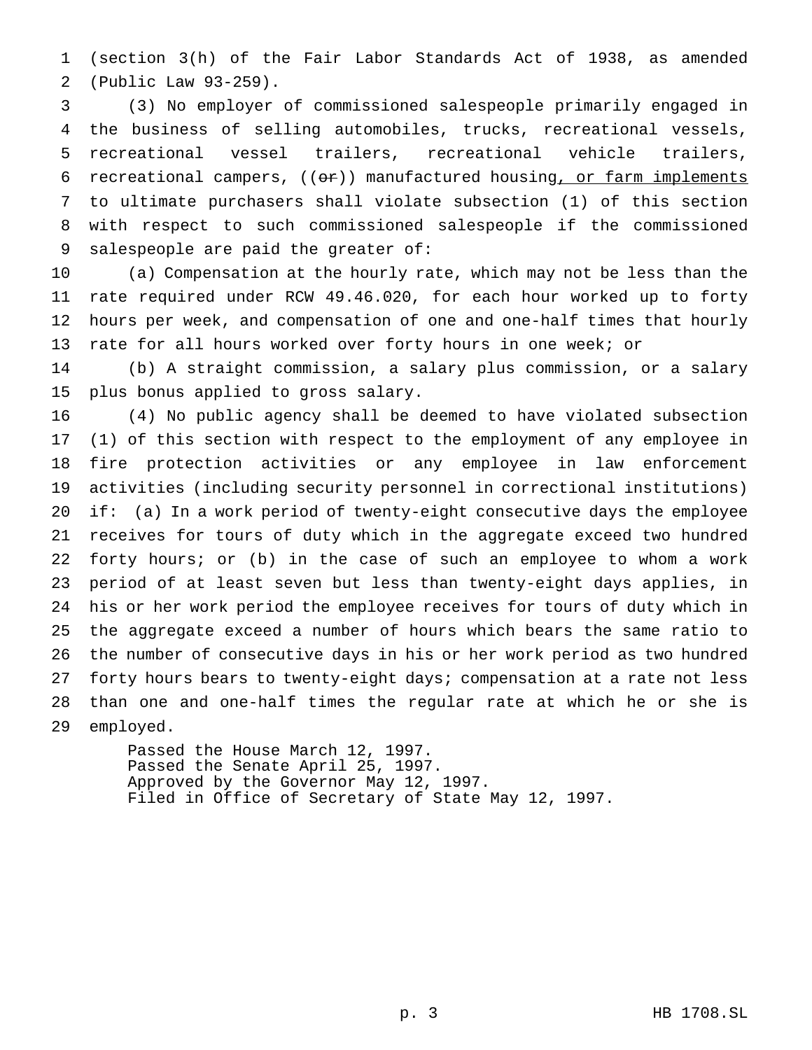(section 3(h) of the Fair Labor Standards Act of 1938, as amended (Public Law 93-259).

(3) No employer of commissioned salespeople primarily engaged in the business of selling automobiles, trucks, recreational vessels, recreational vessel trailers, recreational vehicle trailers, recreational campers, ((~~or~~)) manufactured housing, or farm implements to ultimate purchasers shall violate subsection (1) of this section with respect to such commissioned salespeople if the commissioned salespeople are paid the greater of:

(a) Compensation at the hourly rate, which may not be less than the rate required under RCW 49.46.020, for each hour worked up to forty hours per week, and compensation of one and one-half times that hourly rate for all hours worked over forty hours in one week; or

(b) A straight commission, a salary plus commission, or a salary plus bonus applied to gross salary.

(4) No public agency shall be deemed to have violated subsection (1) of this section with respect to the employment of any employee in fire protection activities or any employee in law enforcement activities (including security personnel in correctional institutions) if: (a) In a work period of twenty-eight consecutive days the employee receives for tours of duty which in the aggregate exceed two hundred forty hours; or (b) in the case of such an employee to whom a work period of at least seven but less than twenty-eight days applies, in his or her work period the employee receives for tours of duty which in the aggregate exceed a number of hours which bears the same ratio to the number of consecutive days in his or her work period as two hundred forty hours bears to twenty-eight days; compensation at a rate not less than one and one-half times the regular rate at which he or she is employed.

Passed the House March 12, 1997.
Passed the Senate April 25, 1997.
Approved by the Governor May 12, 1997.
Filed in Office of Secretary of State May 12, 1997.